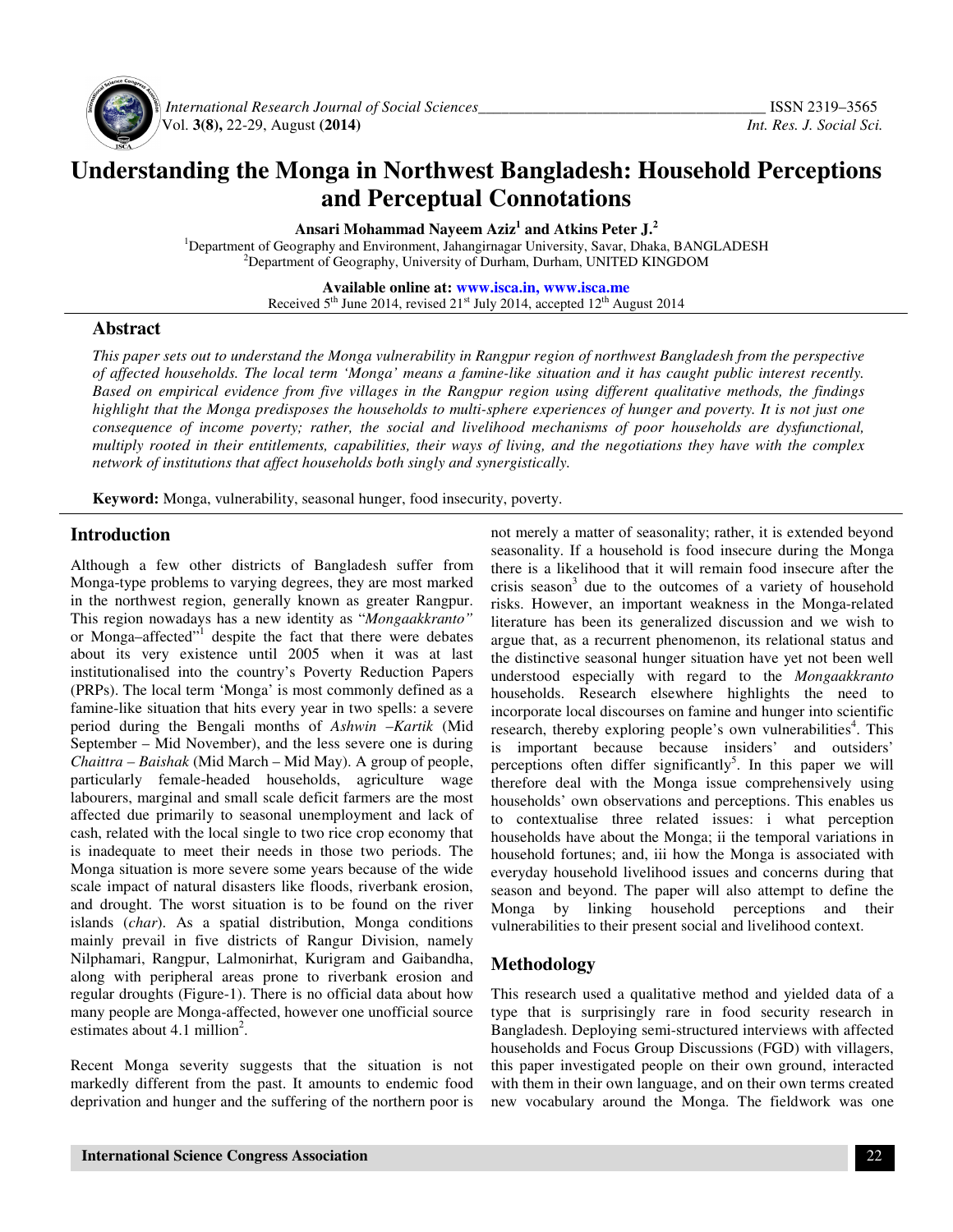# Understanding the Monga in Northwest Bangladesh: Household Perceptions and Perceptual Connotations

**Ansari Mohammad Nayeem Aziz[1] and Atkins Peter J.[2]**

[1]Department of Geography and Environment, Jahangirnagar University, Savar, Dhaka, BANGLADESH
[2]Department of Geography, University of Durham, Durham, UNITED KINGDOM

**Available online at: www.isca.in, www.isca.me**
Received 5th June 2014, revised 21st July 2014, accepted 12th August 2014

## Abstract

*This paper sets out to understand the Monga vulnerability in Rangpur region of northwest Bangladesh from the perspective of affected households. The local term 'Monga' means a famine-like situation and it has caught public interest recently. Based on empirical evidence from five villages in the Rangpur region using different qualitative methods, the findings highlight that the Monga predisposes the households to multi-sphere experiences of hunger and poverty. It is not just one consequence of income poverty; rather, the social and livelihood mechanisms of poor households are dysfunctional, multiply rooted in their entitlements, capabilities, their ways of living, and the negotiations they have with the complex network of institutions that affect households both singly and synergistically.*

**Keyword:** Monga, vulnerability, seasonal hunger, food insecurity, poverty.

## Introduction

Although a few other districts of Bangladesh suffer from Monga-type problems to varying degrees, they are most marked in the northwest region, generally known as greater Rangpur. This region nowadays has a new identity as "*Mongaakkranto"* or Monga–affected"[1] despite the fact that there were debates about its very existence until 2005 when it was at last institutionalised into the country's Poverty Reduction Papers (PRPs). The local term 'Monga' is most commonly defined as a famine-like situation that hits every year in two spells: a severe period during the Bengali months of *Ashwin –Kartik* (Mid September – Mid November), and the less severe one is during *Chaittra – Baishak* (Mid March – Mid May). A group of people, particularly female-headed households, agriculture wage labourers, marginal and small scale deficit farmers are the most affected due primarily to seasonal unemployment and lack of cash, related with the local single to two rice crop economy that is inadequate to meet their needs in those two periods. The Monga situation is more severe some years because of the wide scale impact of natural disasters like floods, riverbank erosion, and drought. The worst situation is to be found on the river islands (*char*). As a spatial distribution, Monga conditions mainly prevail in five districts of Rangur Division, namely Nilphamari, Rangpur, Lalmonirhat, Kurigram and Gaibandha, along with peripheral areas prone to riverbank erosion and regular droughts (Figure-1). There is no official data about how many people are Monga-affected, however one unofficial source estimates about 4.1 million[2].

Recent Monga severity suggests that the situation is not markedly different from the past. It amounts to endemic food deprivation and hunger and the suffering of the northern poor is not merely a matter of seasonality; rather, it is extended beyond seasonality. If a household is food insecure during the Monga there is a likelihood that it will remain food insecure after the crisis season[3] due to the outcomes of a variety of household risks. However, an important weakness in the Monga-related literature has been its generalized discussion and we wish to argue that, as a recurrent phenomenon, its relational status and the distinctive seasonal hunger situation have yet not been well understood especially with regard to the *Mongaakkranto* households. Research elsewhere highlights the need to incorporate local discourses on famine and hunger into scientific research, thereby exploring people's own vulnerabilities[4]. This is important because because insiders' and outsiders' perceptions often differ significantly[5]. In this paper we will therefore deal with the Monga issue comprehensively using households' own observations and perceptions. This enables us to contextualise three related issues: i what perception households have about the Monga; ii the temporal variations in household fortunes; and, iii how the Monga is associated with everyday household livelihood issues and concerns during that season and beyond. The paper will also attempt to define the Monga by linking household perceptions and their vulnerabilities to their present social and livelihood context.

## Methodology

This research used a qualitative method and yielded data of a type that is surprisingly rare in food security research in Bangladesh. Deploying semi-structured interviews with affected households and Focus Group Discussions (FGD) with villagers, this paper investigated people on their own ground, interacted with them in their own language, and on their own terms created new vocabulary around the Monga. The fieldwork was one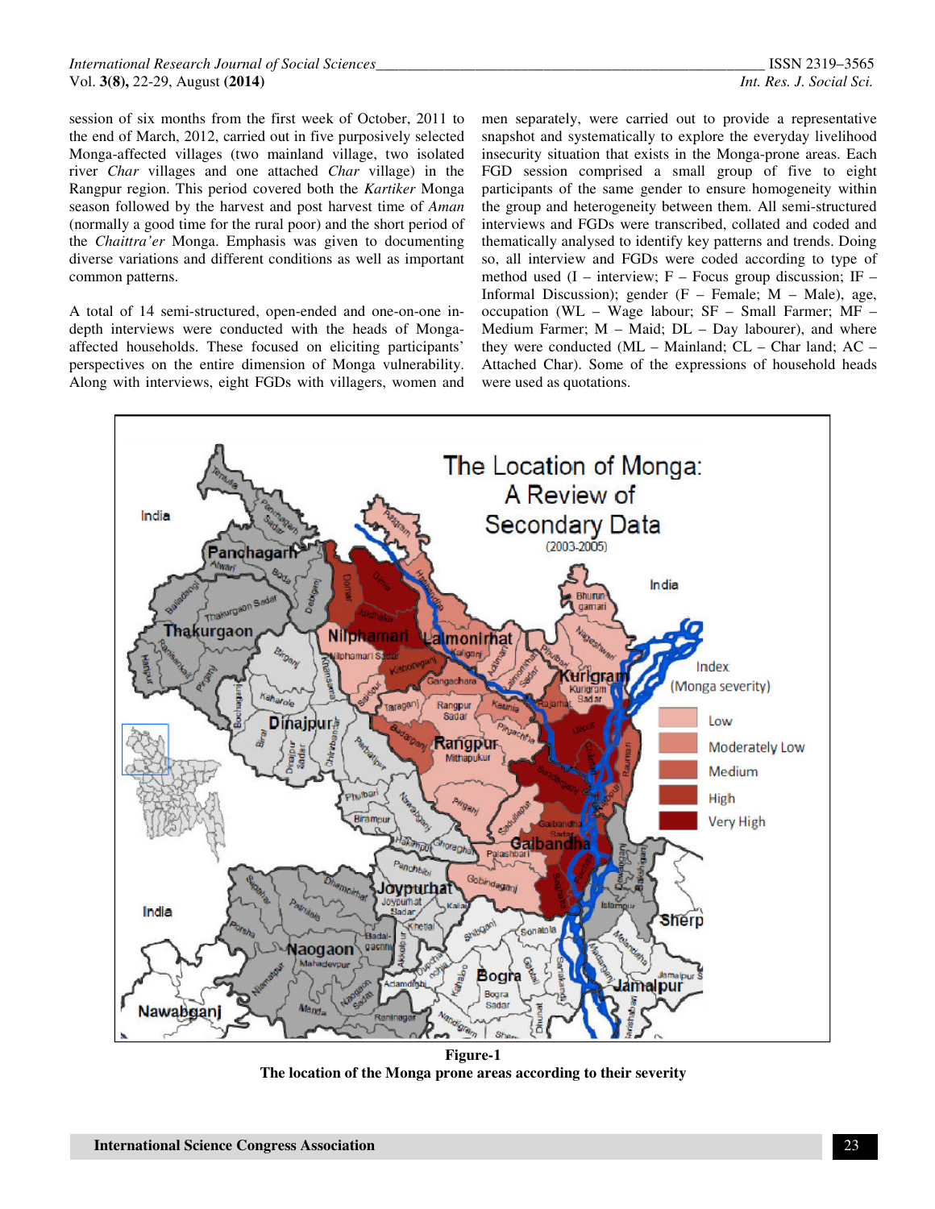session of six months from the first week of October, 2011 to the end of March, 2012, carried out in five purposively selected Monga-affected villages (two mainland village, two isolated river *Char* villages and one attached *Char* village) in the Rangpur region. This period covered both the *Kartiker* Monga season followed by the harvest and post harvest time of *Aman* (normally a good time for the rural poor) and the short period of the *Chaittra'er* Monga. Emphasis was given to documenting diverse variations and different conditions as well as important common patterns.

A total of 14 semi-structured, open-ended and one-on-one in-depth interviews were conducted with the heads of Monga-affected households. These focused on eliciting participants' perspectives on the entire dimension of Monga vulnerability. Along with interviews, eight FGDs with villagers, women and men separately, were carried out to provide a representative snapshot and systematically to explore the everyday livelihood insecurity situation that exists in the Monga-prone areas. Each FGD session comprised a small group of five to eight participants of the same gender to ensure homogeneity within the group and heterogeneity between them. All semi-structured interviews and FGDs were transcribed, collated and coded and thematically analysed to identify key patterns and trends. Doing so, all interview and FGDs were coded according to type of method used (I – interview; F – Focus group discussion; IF – Informal Discussion); gender (F – Female; M – Male), age, occupation (WL – Wage labour; SF – Small Farmer; MF – Medium Farmer; M – Maid; DL – Day labourer), and where they were conducted (ML – Mainland; CL – Char land; AC – Attached Char). Some of the expressions of household heads were used as quotations.

**Figure-1**
**The location of the Monga prone areas according to their severity**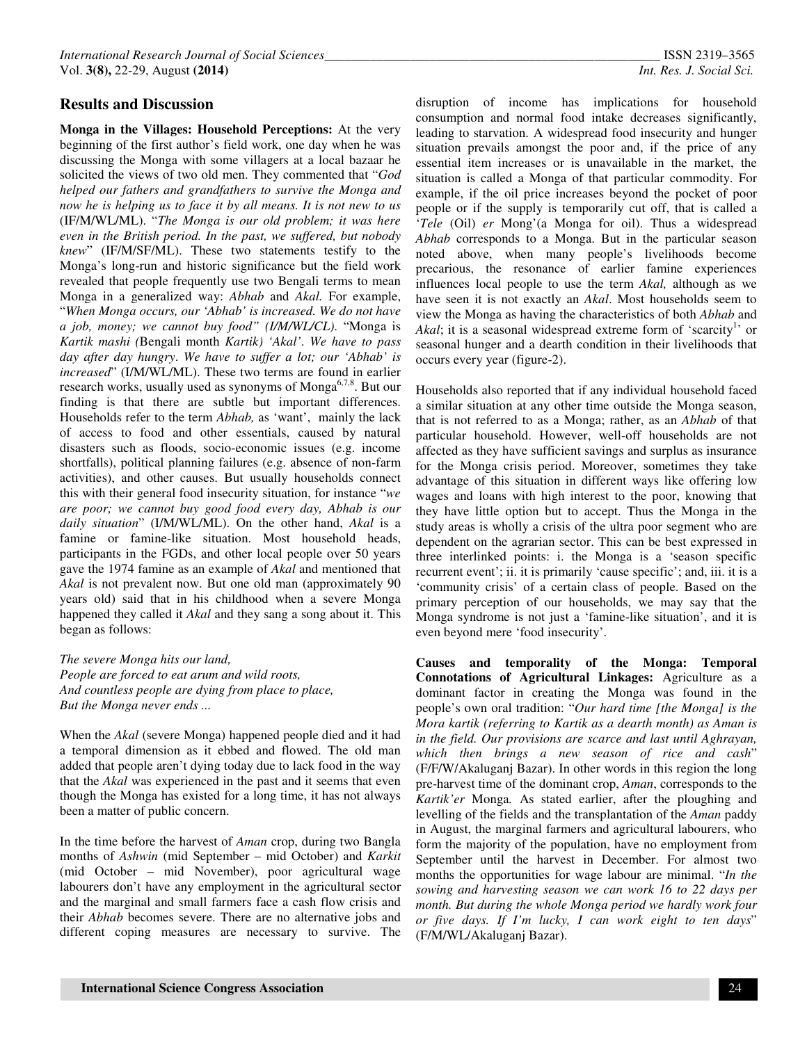## Results and Discussion

**Monga in the Villages: Household Perceptions:** At the very beginning of the first author's field work, one day when he was discussing the Monga with some villagers at a local bazaar he solicited the views of two old men. They commented that "*God helped our fathers and grandfathers to survive the Monga and now he is helping us to face it by all means. It is not new to us* (IF/M/WL/ML). "*The Monga is our old problem; it was here even in the British period. In the past, we suffered, but nobody knew*" (IF/M/SF/ML). These two statements testify to the Monga's long-run and historic significance but the field work revealed that people frequently use two Bengali terms to mean Monga in a generalized way: *Abhab* and *Akal.* For example, "*When Monga occurs, our 'Abhab' is increased. We do not have a job, money; we cannot buy food" (I/M/WL/CL).* "Monga is *Kartik mashi (*Bengali month *Kartik) 'Akal'*. *We have to pass day after day hungry*. *We have to suffer a lot; our 'Abhab' is increased*" (I/M/WL/ML). These two terms are found in earlier research works, usually used as synonyms of Monga[6,7,8]. But our finding is that there are subtle but important differences. Households refer to the term *Abhab,* as 'want', mainly the lack of access to food and other essentials, caused by natural disasters such as floods, socio-economic issues (e.g. income shortfalls), political planning failures (e.g. absence of non-farm activities), and other causes. But usually households connect this with their general food insecurity situation, for instance "*we are poor; we cannot buy good food every day, Abhab is our daily situation*" (I/M/WL/ML). On the other hand, *Akal* is a famine or famine-like situation. Most household heads, participants in the FGDs, and other local people over 50 years gave the 1974 famine as an example of *Akal* and mentioned that *Akal* is not prevalent now. But one old man (approximately 90 years old) said that in his childhood when a severe Monga happened they called it *Akal* and they sang a song about it. This began as follows:

*The severe Monga hits our land,*
*People are forced to eat arum and wild roots,*
*And countless people are dying from place to place,*
*But the Monga never ends ...*

When the *Akal* (severe Monga) happened people died and it had a temporal dimension as it ebbed and flowed. The old man added that people aren't dying today due to lack food in the way that the *Akal* was experienced in the past and it seems that even though the Monga has existed for a long time, it has not always been a matter of public concern.

In the time before the harvest of *Aman* crop, during two Bangla months of *Ashwin* (mid September – mid October) and *Karkit* (mid October – mid November), poor agricultural wage labourers don't have any employment in the agricultural sector and the marginal and small farmers face a cash flow crisis and their *Abhab* becomes severe. There are no alternative jobs and different coping measures are necessary to survive. The disruption of income has implications for household consumption and normal food intake decreases significantly, leading to starvation. A widespread food insecurity and hunger situation prevails amongst the poor and, if the price of any essential item increases or is unavailable in the market, the situation is called a Monga of that particular commodity. For example, if the oil price increases beyond the pocket of poor people or if the supply is temporarily cut off, that is called a '*Tele* (Oil) *er* Mong'(a Monga for oil). Thus a widespread *Abhab* corresponds to a Monga. But in the particular season noted above, when many people's livelihoods become precarious, the resonance of earlier famine experiences influences local people to use the term *Akal,* although as we have seen it is not exactly an *Akal*. Most households seem to view the Monga as having the characteristics of both *Abhab* and *Akal*; it is a seasonal widespread extreme form of 'scarcity[1]' or seasonal hunger and a dearth condition in their livelihoods that occurs every year (figure-2).

Households also reported that if any individual household faced a similar situation at any other time outside the Monga season, that is not referred to as a Monga; rather, as an *Abhab* of that particular household. However, well-off households are not affected as they have sufficient savings and surplus as insurance for the Monga crisis period. Moreover, sometimes they take advantage of this situation in different ways like offering low wages and loans with high interest to the poor, knowing that they have little option but to accept. Thus the Monga in the study areas is wholly a crisis of the ultra poor segment who are dependent on the agrarian sector. This can be best expressed in three interlinked points: i. the Monga is a 'season specific recurrent event'; ii. it is primarily 'cause specific'; and, iii. it is a 'community crisis' of a certain class of people. Based on the primary perception of our households, we may say that the Monga syndrome is not just a 'famine-like situation', and it is even beyond mere 'food insecurity'.

**Causes and temporality of the Monga: Temporal Connotations of Agricultural Linkages:** Agriculture as a dominant factor in creating the Monga was found in the people's own oral tradition: "*Our hard time [the Monga] is the Mora kartik (referring to Kartik as a dearth month) as Aman is in the field. Our provisions are scarce and last until Aghrayan, which then brings a new season of rice and cash*" (F/F/W/Akaluganj Bazar). In other words in this region the long pre-harvest time of the dominant crop, *Aman*, corresponds to the *Kartik'er* Monga*.* As stated earlier, after the ploughing and levelling of the fields and the transplantation of the *Aman* paddy in August, the marginal farmers and agricultural labourers, who form the majority of the population, have no employment from September until the harvest in December. For almost two months the opportunities for wage labour are minimal. "*In the sowing and harvesting season we can work 16 to 22 days per month. But during the whole Monga period we hardly work four or five days. If I'm lucky, I can work eight to ten days*" (F/M/WL/Akaluganj Bazar).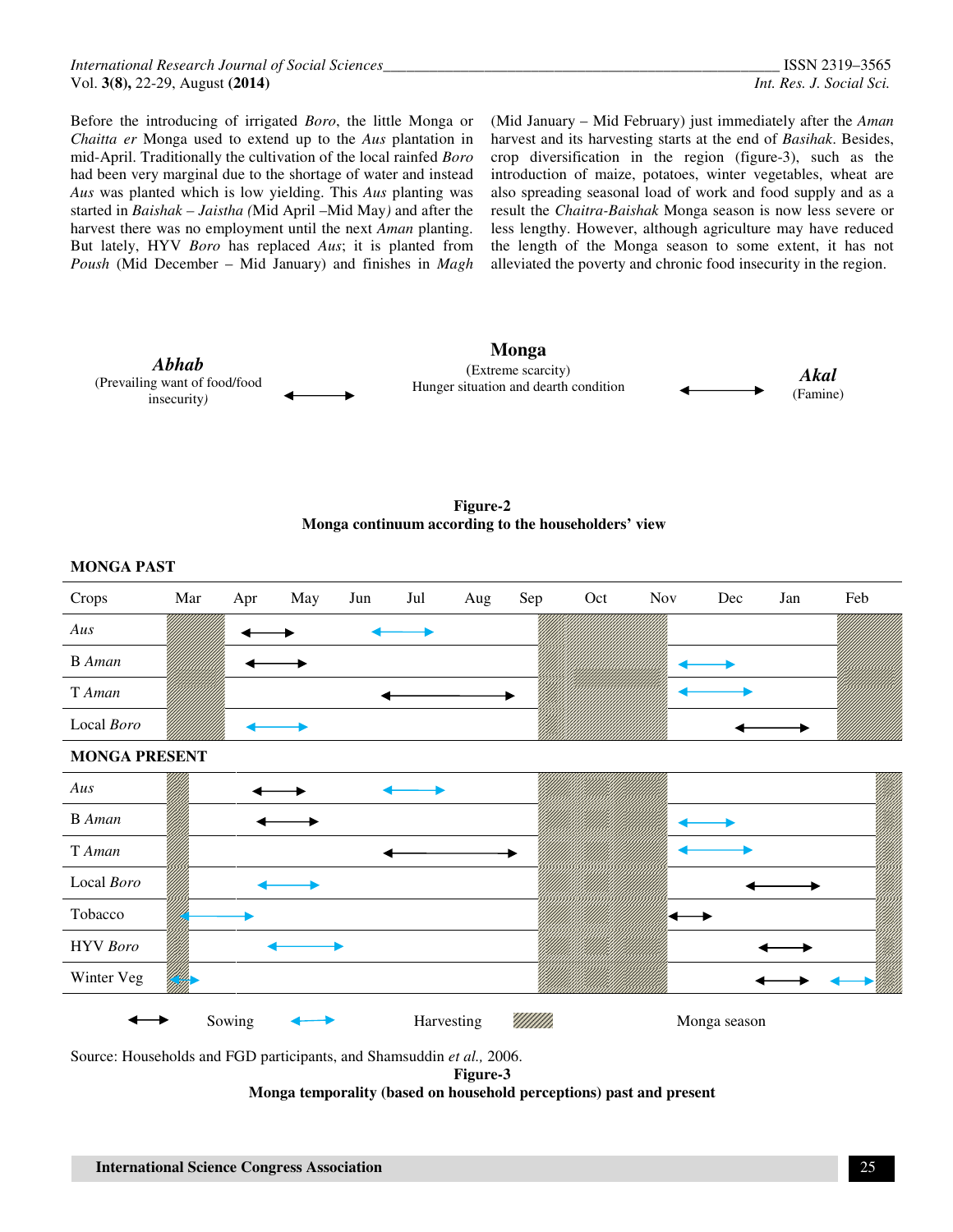Before the introducing of irrigated *Boro*, the little Monga or *Chaitta er* Monga used to extend up to the *Aus* plantation in mid-April. Traditionally the cultivation of the local rainfed *Boro* had been very marginal due to the shortage of water and instead *Aus* was planted which is low yielding. This *Aus* planting was started in *Baishak – Jaistha (*Mid April –Mid May*)* and after the harvest there was no employment until the next *Aman* planting. But lately, HYV *Boro* has replaced *Aus*; it is planted from *Poush* (Mid December – Mid January) and finishes in *Magh* (Mid January – Mid February) just immediately after the *Aman* harvest and its harvesting starts at the end of *Basihak*. Besides, crop diversification in the region (figure-3), such as the introduction of maize, potatoes, winter vegetables, wheat are also spreading seasonal load of work and food supply and as a result the *Chaitra-Baishak* Monga season is now less severe or less lengthy. However, although agriculture may have reduced the length of the Monga season to some extent, it has not alleviated the poverty and chronic food insecurity in the region.

***Abhab*** (Prevailing want of food/food insecurity) ⟷ **Monga** (Extreme scarcity) Hunger situation and dearth condition ⟷ ***Akal*** (Famine)

**Figure-2**
**Monga continuum according to the householders' view**

**MONGA PAST**

| Crops | Mar | Apr | May | Jun | Jul | Aug | Sep | Oct | Nov | Dec | Jan | Feb |
|---|---|---|---|---|---|---|---|---|---|---|---|---|
| *Aus* | | | | | | | | | | | | |
| B *Aman* | | | | | | | | | | | | |
| T *Aman* | | | | | | | | | | | | |
| Local *Boro* | | | | | | | | | | | | |

**MONGA PRESENT**

| Crops | Mar | Apr | May | Jun | Jul | Aug | Sep | Oct | Nov | Dec | Jan | Feb |
|---|---|---|---|---|---|---|---|---|---|---|---|---|
| *Aus* | | | | | | | | | | | | |
| B *Aman* | | | | | | | | | | | | |
| T *Aman* | | | | | | | | | | | | |
| Local *Boro* | | | | | | | | | | | | |
| Tobacco | | | | | | | | | | | | |
| HYV *Boro* | | | | | | | | | | | | |
| Winter Veg | | | | | | | | | | | | |

Sowing ⟷ Harvesting ⟷ Monga season

Source: Households and FGD participants, and Shamsuddin *et al.,* 2006.

**Figure-3**
**Monga temporality (based on household perceptions) past and present**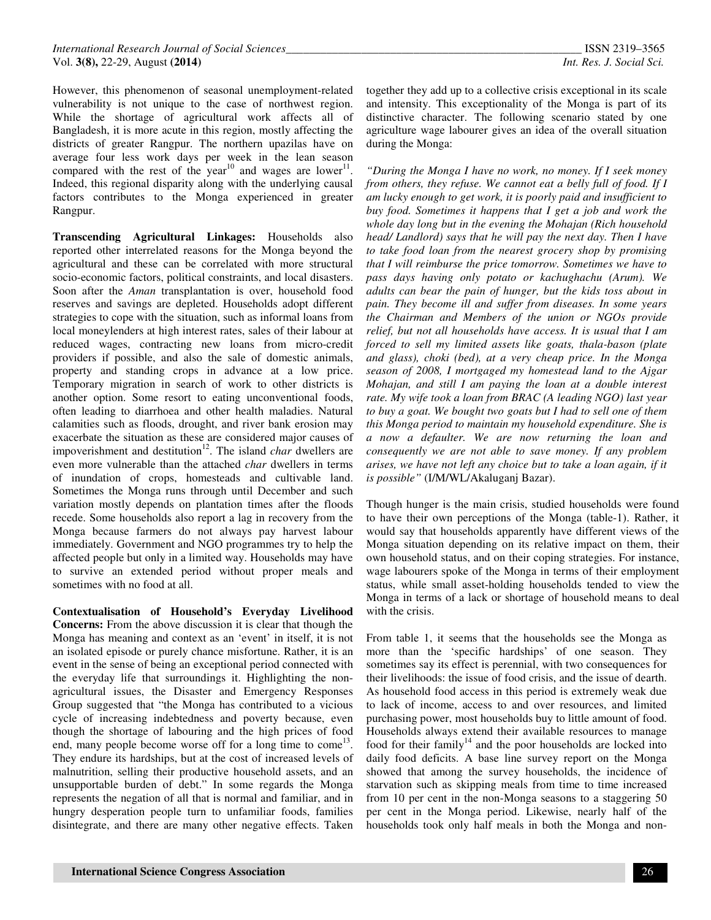However, this phenomenon of seasonal unemployment-related vulnerability is not unique to the case of northwest region. While the shortage of agricultural work affects all of Bangladesh, it is more acute in this region, mostly affecting the districts of greater Rangpur. The northern upazilas have on average four less work days per week in the lean season compared with the rest of the year[10] and wages are lower[11]. Indeed, this regional disparity along with the underlying causal factors contributes to the Monga experienced in greater Rangpur.

**Transcending Agricultural Linkages:** Households also reported other interrelated reasons for the Monga beyond the agricultural and these can be correlated with more structural socio-economic factors, political constraints, and local disasters. Soon after the *Aman* transplantation is over, household food reserves and savings are depleted. Households adopt different strategies to cope with the situation, such as informal loans from local moneylenders at high interest rates, sales of their labour at reduced wages, contracting new loans from micro-credit providers if possible, and also the sale of domestic animals, property and standing crops in advance at a low price. Temporary migration in search of work to other districts is another option. Some resort to eating unconventional foods, often leading to diarrhoea and other health maladies. Natural calamities such as floods, drought, and river bank erosion may exacerbate the situation as these are considered major causes of impoverishment and destitution[12]. The island *char* dwellers are even more vulnerable than the attached *char* dwellers in terms of inundation of crops, homesteads and cultivable land. Sometimes the Monga runs through until December and such variation mostly depends on plantation times after the floods recede. Some households also report a lag in recovery from the Monga because farmers do not always pay harvest labour immediately. Government and NGO programmes try to help the affected people but only in a limited way. Households may have to survive an extended period without proper meals and sometimes with no food at all.

**Contextualisation of Household's Everyday Livelihood Concerns:** From the above discussion it is clear that though the Monga has meaning and context as an 'event' in itself, it is not an isolated episode or purely chance misfortune. Rather, it is an event in the sense of being an exceptional period connected with the everyday life that surroundings it. Highlighting the non-agricultural issues, the Disaster and Emergency Responses Group suggested that "the Monga has contributed to a vicious cycle of increasing indebtedness and poverty because, even though the shortage of labouring and the high prices of food end, many people become worse off for a long time to come[13]. They endure its hardships, but at the cost of increased levels of malnutrition, selling their productive household assets, and an unsupportable burden of debt." In some regards the Monga represents the negation of all that is normal and familiar, and in hungry desperation people turn to unfamiliar foods, families disintegrate, and there are many other negative effects. Taken together they add up to a collective crisis exceptional in its scale and intensity. This exceptionality of the Monga is part of its distinctive character. The following scenario stated by one agriculture wage labourer gives an idea of the overall situation during the Monga:

*"During the Monga I have no work, no money. If I seek money from others, they refuse. We cannot eat a belly full of food. If I am lucky enough to get work, it is poorly paid and insufficient to buy food. Sometimes it happens that I get a job and work the whole day long but in the evening the Mohajan (Rich household head/ Landlord) says that he will pay the next day. Then I have to take food loan from the nearest grocery shop by promising that I will reimburse the price tomorrow. Sometimes we have to pass days having only potato or kachughachu (Arum). We adults can bear the pain of hunger, but the kids toss about in pain. They become ill and suffer from diseases. In some years the Chairman and Members of the union or NGOs provide relief, but not all households have access. It is usual that I am forced to sell my limited assets like goats, thala-bason (plate and glass), choki (bed), at a very cheap price. In the Monga season of 2008, I mortgaged my homestead land to the Ajgar Mohajan, and still I am paying the loan at a double interest rate. My wife took a loan from BRAC (A leading NGO) last year to buy a goat. We bought two goats but I had to sell one of them this Monga period to maintain my household expenditure. She is a now a defaulter. We are now returning the loan and consequently we are not able to save money. If any problem arises, we have not left any choice but to take a loan again, if it is possible"* (I/M/WL/Akaluganj Bazar).

Though hunger is the main crisis, studied households were found to have their own perceptions of the Monga (table-1). Rather, it would say that households apparently have different views of the Monga situation depending on its relative impact on them, their own household status, and on their coping strategies. For instance, wage labourers spoke of the Monga in terms of their employment status, while small asset-holding households tended to view the Monga in terms of a lack or shortage of household means to deal with the crisis.

From table 1, it seems that the households see the Monga as more than the 'specific hardships' of one season. They sometimes say its effect is perennial, with two consequences for their livelihoods: the issue of food crisis, and the issue of dearth. As household food access in this period is extremely weak due to lack of income, access to and over resources, and limited purchasing power, most households buy to little amount of food. Households always extend their available resources to manage food for their family[14] and the poor households are locked into daily food deficits. A base line survey report on the Monga showed that among the survey households, the incidence of starvation such as skipping meals from time to time increased from 10 per cent in the non-Monga seasons to a staggering 50 per cent in the Monga period. Likewise, nearly half of the households took only half meals in both the Monga and non-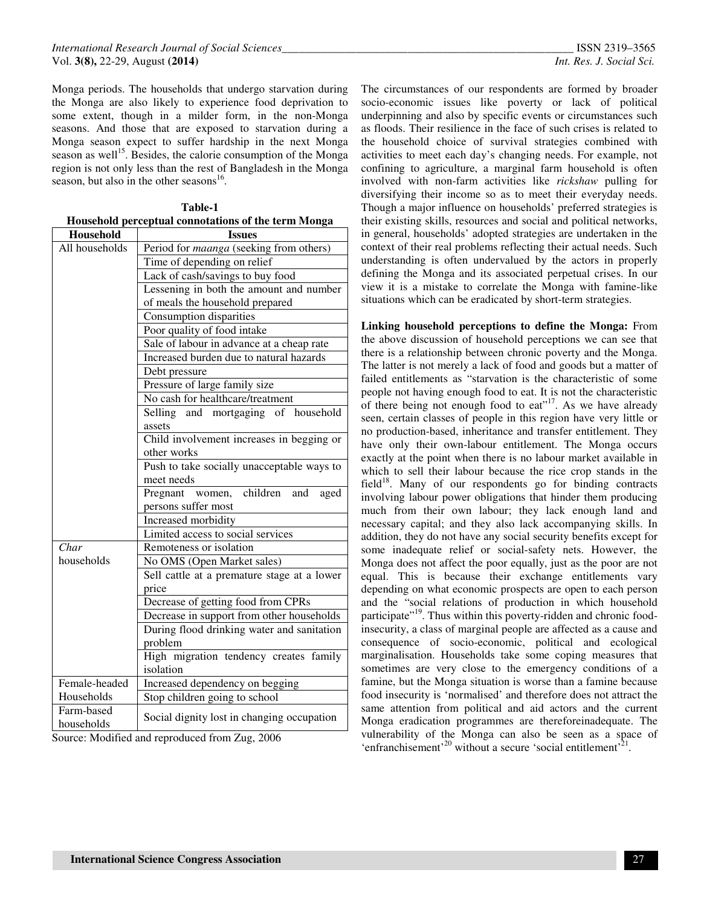Monga periods. The households that undergo starvation during the Monga are also likely to experience food deprivation to some extent, though in a milder form, in the non-Monga seasons. And those that are exposed to starvation during a Monga season expect to suffer hardship in the next Monga season as well[15]. Besides, the calorie consumption of the Monga region is not only less than the rest of Bangladesh in the Monga season, but also in the other seasons[16].

**Table-1**
**Household perceptual connotations of the term Monga**

| Household | Issues |
|---|---|
| All households | Period for *maanga* (seeking from others) |
| | Time of depending on relief |
| | Lack of cash/savings to buy food |
| | Lessening in both the amount and number of meals the household prepared |
| | Consumption disparities |
| | Poor quality of food intake |
| | Sale of labour in advance at a cheap rate |
| | Increased burden due to natural hazards |
| | Debt pressure |
| | Pressure of large family size |
| | No cash for healthcare/treatment |
| | Selling and mortgaging of household assets |
| | Child involvement increases in begging or other works |
| | Push to take socially unacceptable ways to meet needs |
| | Pregnant women, children and aged persons suffer most |
| | Increased morbidity |
| | Limited access to social services |
| *Char* households | Remoteness or isolation |
| | No OMS (Open Market sales) |
| | Sell cattle at a premature stage at a lower price |
| | Decrease of getting food from CPRs |
| | Decrease in support from other households |
| | During flood drinking water and sanitation problem |
| | High migration tendency creates family isolation |
| Female-headed Households | Increased dependency on begging |
| | Stop children going to school |
| Farm-based households | Social dignity lost in changing occupation |

Source: Modified and reproduced from Zug, 2006

The circumstances of our respondents are formed by broader socio-economic issues like poverty or lack of political underpinning and also by specific events or circumstances such as floods. Their resilience in the face of such crises is related to the household choice of survival strategies combined with activities to meet each day's changing needs. For example, not confining to agriculture, a marginal farm household is often involved with non-farm activities like *rickshaw* pulling for diversifying their income so as to meet their everyday needs. Though a major influence on households' preferred strategies is their existing skills, resources and social and political networks, in general, households' adopted strategies are undertaken in the context of their real problems reflecting their actual needs. Such understanding is often undervalued by the actors in properly defining the Monga and its associated perpetual crises. In our view it is a mistake to correlate the Monga with famine-like situations which can be eradicated by short-term strategies.

**Linking household perceptions to define the Monga:** From the above discussion of household perceptions we can see that there is a relationship between chronic poverty and the Monga. The latter is not merely a lack of food and goods but a matter of failed entitlements as "starvation is the characteristic of some people not having enough food to eat. It is not the characteristic of there being not enough food to eat"[17]. As we have already seen, certain classes of people in this region have very little or no production-based, inheritance and transfer entitlement. They have only their own-labour entitlement. The Monga occurs exactly at the point when there is no labour market available in which to sell their labour because the rice crop stands in the field[18]. Many of our respondents go for binding contracts involving labour power obligations that hinder them producing much from their own labour; they lack enough land and necessary capital; and they also lack accompanying skills. In addition, they do not have any social security benefits except for some inadequate relief or social-safety nets. However, the Monga does not affect the poor equally, just as the poor are not equal. This is because their exchange entitlements vary depending on what economic prospects are open to each person and the "social relations of production in which household participate"[19]. Thus within this poverty-ridden and chronic food-insecurity, a class of marginal people are affected as a cause and consequence of socio-economic, political and ecological marginalisation. Households take some coping measures that sometimes are very close to the emergency conditions of a famine, but the Monga situation is worse than a famine because food insecurity is 'normalised' and therefore does not attract the same attention from political and aid actors and the current Monga eradication programmes are thereforeinadequate. The vulnerability of the Monga can also be seen as a space of 'enfranchisement'[20] without a secure 'social entitlement'[21].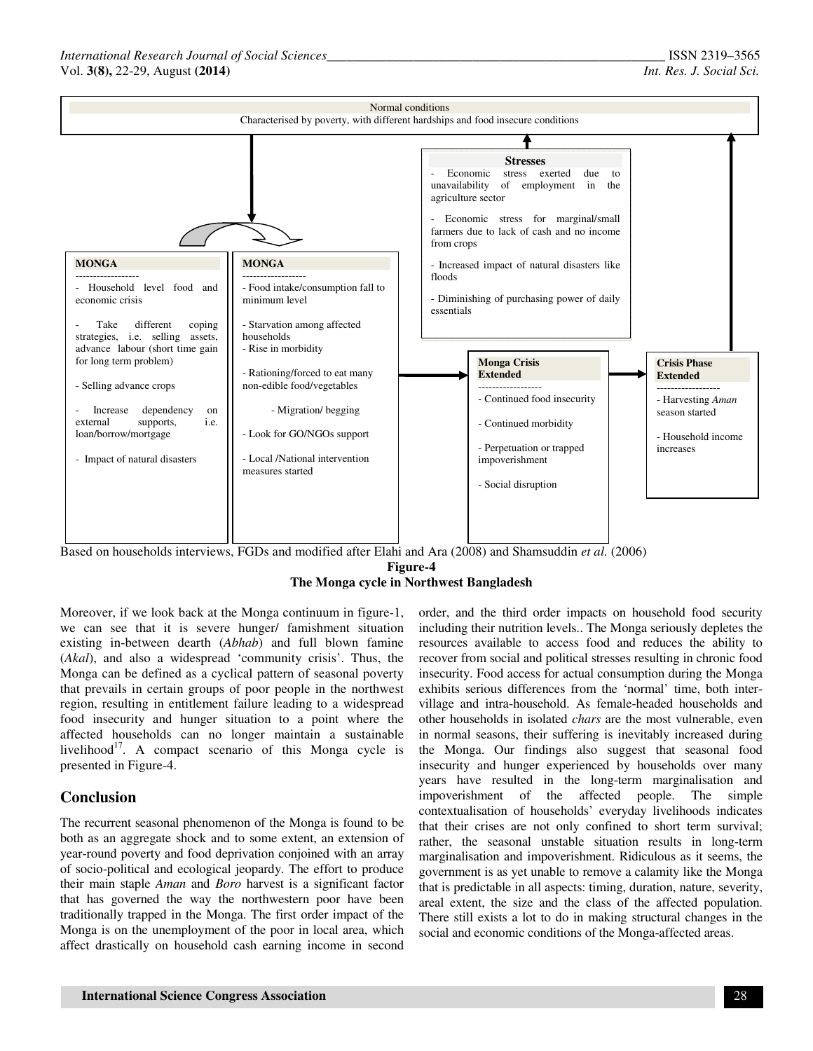Normal conditions
Characterised by poverty, with different hardships and food insecure conditions

**Stresses**

- Economic stress exerted due to unavailability of employment in the agriculture sector
- Economic stress for marginal/small farmers due to lack of cash and no income from crops
- Increased impact of natural disasters like floods
- Diminishing of purchasing power of daily essentials

**MONGA**

- Household level food and economic crisis
- Take different coping strategies, i.e. selling assets, advance labour (short time gain for long term problem)
- Selling advance crops
- Increase dependency on external supports, i.e. loan/borrow/mortgage
- Impact of natural disasters

**MONGA**

- Food intake/consumption fall to minimum level
- Starvation among affected households
- Rise in morbidity
- Rationing/forced to eat many non-edible food/vegetables
- Migration/ begging
- Look for GO/NGOs support
- Local /National intervention measures started

**Monga Crisis Extended**

- Continued food insecurity
- Continued morbidity
- Perpetuation or trapped impoverishment
- Social disruption

**Crisis Phase Extended**

- Harvesting *Aman* season started
- Household income increases

Based on households interviews, FGDs and modified after Elahi and Ara (2008) and Shamsuddin *et al.* (2006)

**Figure-4**
**The Monga cycle in Northwest Bangladesh**

Moreover, if we look back at the Monga continuum in figure-1, we can see that it is severe hunger/ famishment situation existing in-between dearth (*Abhab*) and full blown famine (*Akal*), and also a widespread 'community crisis'. Thus, the Monga can be defined as a cyclical pattern of seasonal poverty that prevails in certain groups of poor people in the northwest region, resulting in entitlement failure leading to a widespread food insecurity and hunger situation to a point where the affected households can no longer maintain a sustainable livelihood[17]. A compact scenario of this Monga cycle is presented in Figure-4.

## Conclusion

The recurrent seasonal phenomenon of the Monga is found to be both as an aggregate shock and to some extent, an extension of year-round poverty and food deprivation conjoined with an array of socio-political and ecological jeopardy. The effort to produce their main staple *Aman* and *Boro* harvest is a significant factor that has governed the way the northwestern poor have been traditionally trapped in the Monga. The first order impact of the Monga is on the unemployment of the poor in local area, which affect drastically on household cash earning income in second order, and the third order impacts on household food security including their nutrition levels.. The Monga seriously depletes the resources available to access food and reduces the ability to recover from social and political stresses resulting in chronic food insecurity. Food access for actual consumption during the Monga exhibits serious differences from the 'normal' time, both inter-village and intra-household. As female-headed households and other households in isolated *chars* are the most vulnerable, even in normal seasons, their suffering is inevitably increased during the Monga. Our findings also suggest that seasonal food insecurity and hunger experienced by households over many years have resulted in the long-term marginalisation and impoverishment of the affected people. The simple contextualisation of households' everyday livelihoods indicates that their crises are not only confined to short term survival; rather, the seasonal unstable situation results in long-term marginalisation and impoverishment. Ridiculous as it seems, the government is as yet unable to remove a calamity like the Monga that is predictable in all aspects: timing, duration, nature, severity, areal extent, the size and the class of the affected population. There still exists a lot to do in making structural changes in the social and economic conditions of the Monga-affected areas.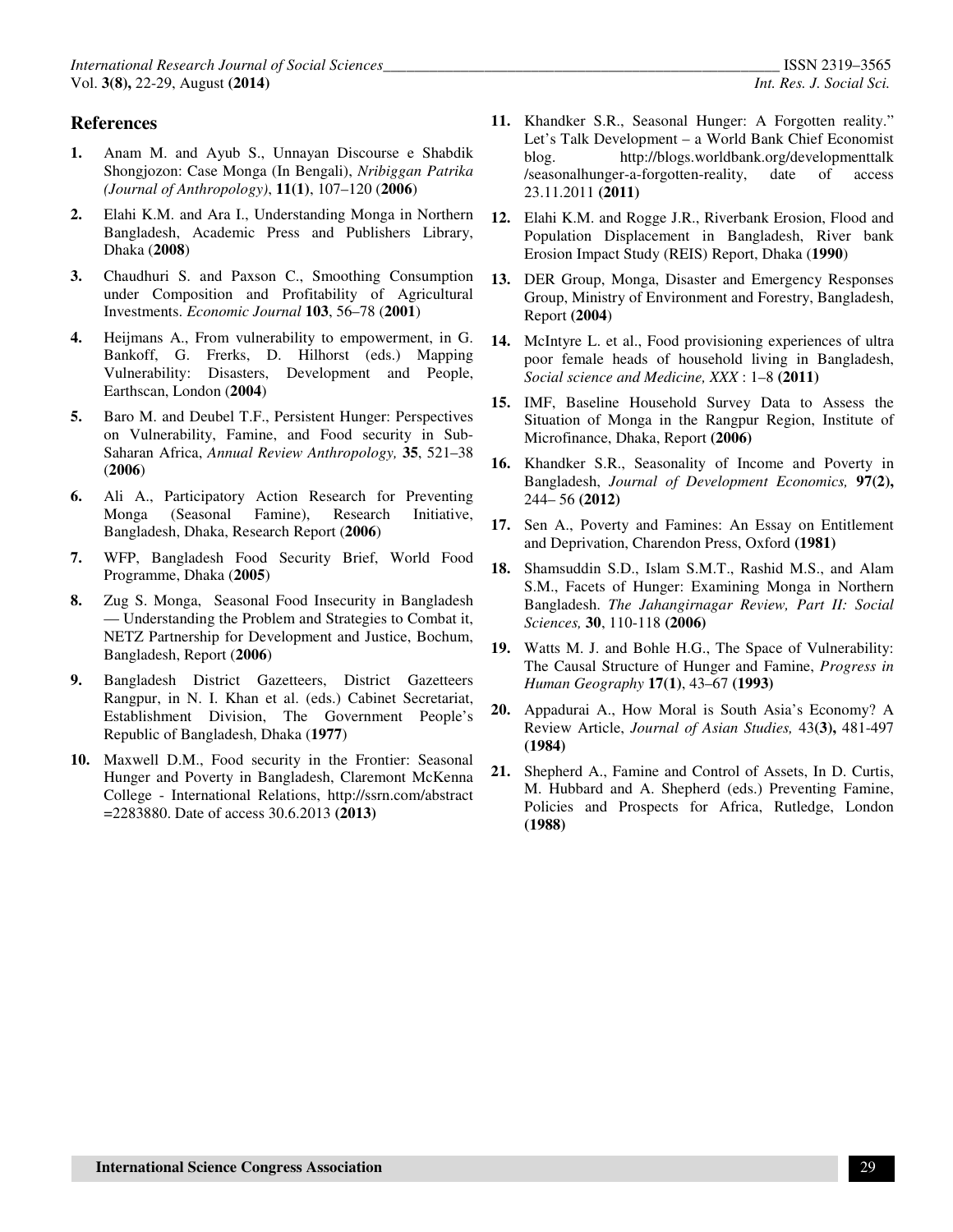## References

1. Anam M. and Ayub S., Unnayan Discourse e Shabdik Shongjozon: Case Monga (In Bengali), *Nribiggan Patrika (Journal of Anthropology)*, **11(1)**, 107–120 (**2006**)

2. Elahi K.M. and Ara I., Understanding Monga in Northern Bangladesh, Academic Press and Publishers Library, Dhaka (**2008**)

3. Chaudhuri S. and Paxson C., Smoothing Consumption under Composition and Profitability of Agricultural Investments. *Economic Journal* **103**, 56–78 (**2001**)

4. Heijmans A., From vulnerability to empowerment, in G. Bankoff, G. Frerks, D. Hilhorst (eds.) Mapping Vulnerability: Disasters, Development and People, Earthscan, London (**2004**)

5. Baro M. and Deubel T.F., Persistent Hunger: Perspectives on Vulnerability, Famine, and Food security in Sub-Saharan Africa, *Annual Review Anthropology,* **35**, 521–38 (**2006**)

6. Ali A., Participatory Action Research for Preventing Monga (Seasonal Famine), Research Initiative, Bangladesh, Dhaka, Research Report (**2006**)

7. WFP, Bangladesh Food Security Brief, World Food Programme, Dhaka (**2005**)

8. Zug S. Monga, Seasonal Food Insecurity in Bangladesh — Understanding the Problem and Strategies to Combat it, NETZ Partnership for Development and Justice, Bochum, Bangladesh, Report (**2006**)

9. Bangladesh District Gazetteers, District Gazetteers Rangpur, in N. I. Khan et al. (eds.) Cabinet Secretariat, Establishment Division, The Government People's Republic of Bangladesh, Dhaka (**1977**)

10. Maxwell D.M., Food security in the Frontier: Seasonal Hunger and Poverty in Bangladesh, Claremont McKenna College - International Relations, http://ssrn.com/abstract =2283880. Date of access 30.6.2013 **(2013)**

11. Khandker S.R., Seasonal Hunger: A Forgotten reality." Let's Talk Development – a World Bank Chief Economist blog. http://blogs.worldbank.org/developmenttalk /seasonalhunger-a-forgotten-reality, date of access 23.11.2011 **(2011)**

12. Elahi K.M. and Rogge J.R., Riverbank Erosion, Flood and Population Displacement in Bangladesh, River bank Erosion Impact Study (REIS) Report, Dhaka (**1990**)

13. DER Group, Monga, Disaster and Emergency Responses Group, Ministry of Environment and Forestry, Bangladesh, Report **(2004)**

14. McIntyre L. et al., Food provisioning experiences of ultra poor female heads of household living in Bangladesh, *Social science and Medicine, XXX* : 1–8 **(2011)**

15. IMF, Baseline Household Survey Data to Assess the Situation of Monga in the Rangpur Region, Institute of Microfinance, Dhaka, Report **(2006)**

16. Khandker S.R., Seasonality of Income and Poverty in Bangladesh, *Journal of Development Economics,* **97(2),** 244– 56 **(2012)**

17. Sen A., Poverty and Famines: An Essay on Entitlement and Deprivation, Charendon Press, Oxford **(1981)**

18. Shamsuddin S.D., Islam S.M.T., Rashid M.S., and Alam S.M., Facets of Hunger: Examining Monga in Northern Bangladesh. *The Jahangirnagar Review, Part II: Social Sciences,* **30**, 110-118 **(2006)**

19. Watts M. J. and Bohle H.G., The Space of Vulnerability: The Causal Structure of Hunger and Famine, *Progress in Human Geography* **17(1)**, 43–67 **(1993)**

20. Appadurai A., How Moral is South Asia's Economy? A Review Article, *Journal of Asian Studies,* 43**(3),** 481-497 **(1984)**

21. Shepherd A., Famine and Control of Assets, In D. Curtis, M. Hubbard and A. Shepherd (eds.) Preventing Famine, Policies and Prospects for Africa, Rutledge, London **(1988)**